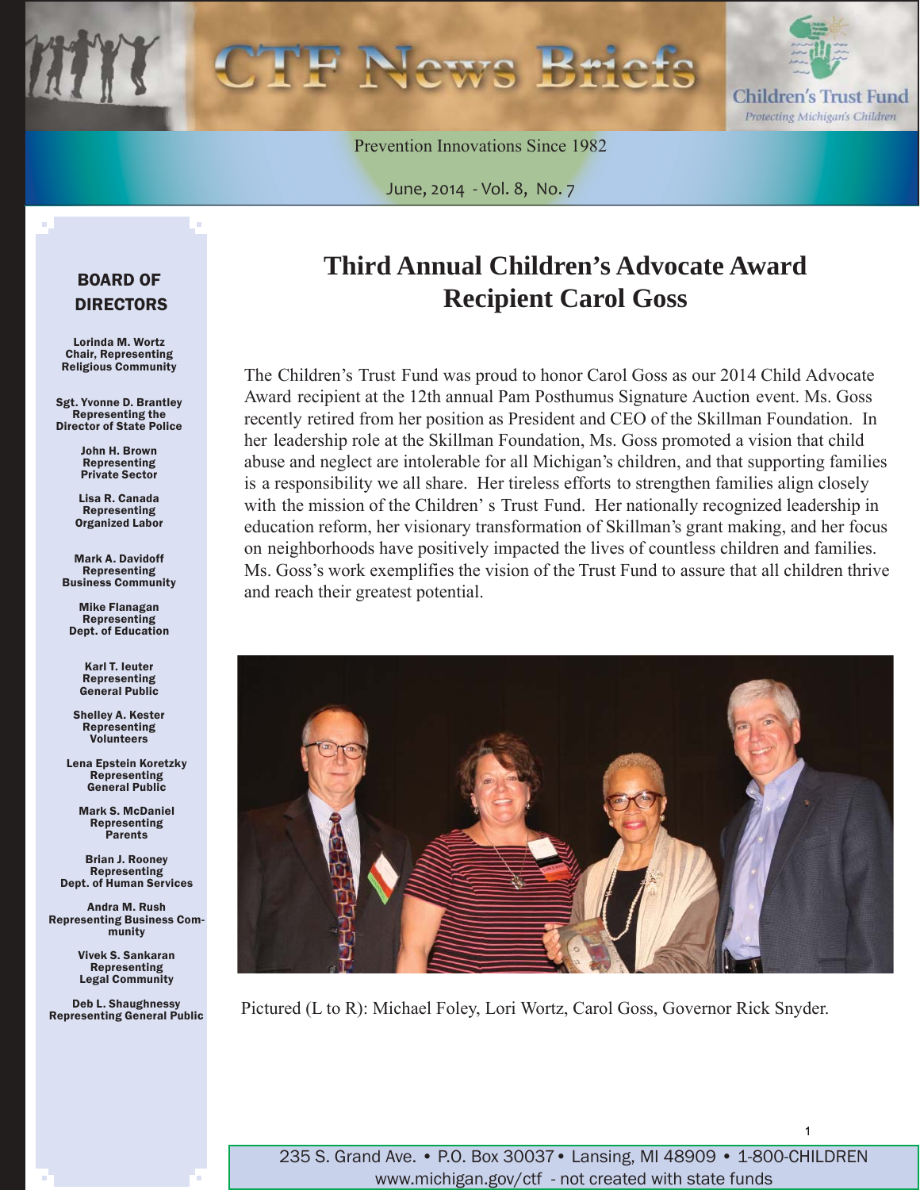# CTF News Briefs

Children's Trust Fund
*Protecting Michigan's Children*

Prevention Innovations Since 1982

June, 2014 - Vol. 8, No. 7

## BOARD OF DIRECTORS

**Lorinda M. Wortz**
Chair, Representing Religious Community

**Sgt. Yvonne D. Brantley**
Representing the Director of State Police

**John H. Brown**
Representing Private Sector

**Lisa R. Canada**
Representing Organized Labor

**Mark A. Davidoff**
Representing Business Community

**Mike Flanagan**
Representing Dept. of Education

**Karl T. Ieuter**
Representing General Public

**Shelley A. Kester**
Representing Volunteers

**Lena Epstein Koretzky**
Representing General Public

**Mark S. McDaniel**
Representing Parents

**Brian J. Rooney**
Representing Dept. of Human Services

**Andra M. Rush**
Representing Business Community

**Vivek S. Sankaran**
Representing Legal Community

**Deb L. Shaughnessy**
Representing General Public

# Third Annual Children's Advocate Award Recipient Carol Goss

The Children's Trust Fund was proud to honor Carol Goss as our 2014 Child Advocate Award recipient at the 12th annual Pam Posthumus Signature Auction event. Ms. Goss recently retired from her position as President and CEO of the Skillman Foundation. In her leadership role at the Skillman Foundation, Ms. Goss promoted a vision that child abuse and neglect are intolerable for all Michigan's children, and that supporting families is a responsibility we all share. Her tireless efforts to strengthen families align closely with the mission of the Children' s Trust Fund. Her nationally recognized leadership in education reform, her visionary transformation of Skillman's grant making, and her focus on neighborhoods have positively impacted the lives of countless children and families. Ms. Goss's work exemplifies the vision of the Trust Fund to assure that all children thrive and reach their greatest potential.

Pictured (L to R): Michael Foley, Lori Wortz, Carol Goss, Governor Rick Snyder.

235 S. Grand Ave. • P.O. Box 30037 • Lansing, MI 48909 • 1-800-CHILDREN
www.michigan.gov/ctf - not created with state funds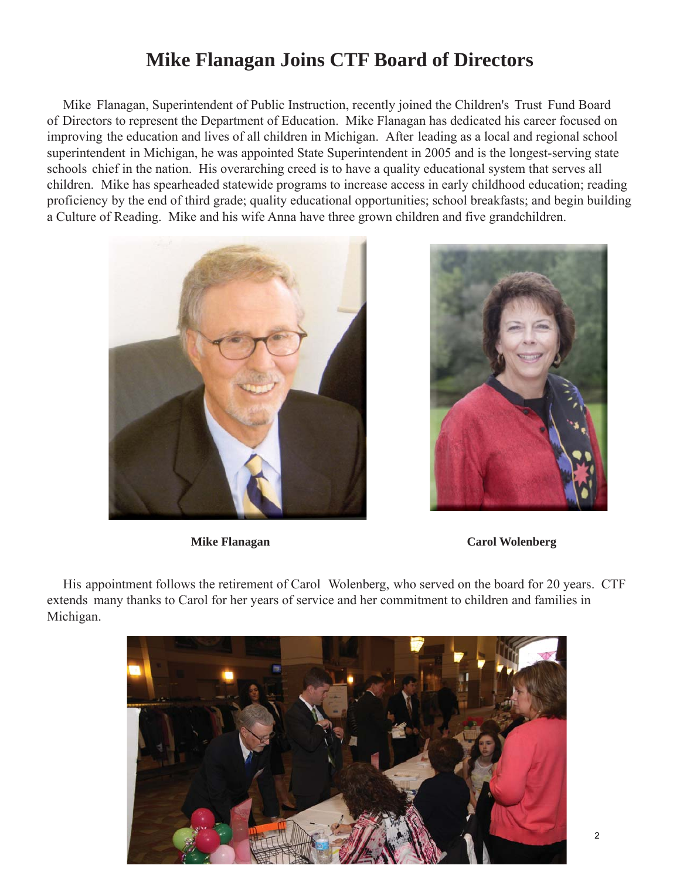# Mike Flanagan Joins CTF Board of Directors

Mike Flanagan, Superintendent of Public Instruction, recently joined the Children's Trust Fund Board of Directors to represent the Department of Education. Mike Flanagan has dedicated his career focused on improving the education and lives of all children in Michigan. After leading as a local and regional school superintendent in Michigan, he was appointed State Superintendent in 2005 and is the longest-serving state schools chief in the nation. His overarching creed is to have a quality educational system that serves all children. Mike has spearheaded statewide programs to increase access in early childhood education; reading proficiency by the end of third grade; quality educational opportunities; school breakfasts; and begin building a Culture of Reading. Mike and his wife Anna have three grown children and five grandchildren.

**Mike Flanagan**

**Carol Wolenberg**

His appointment follows the retirement of Carol Wolenberg, who served on the board for 20 years. CTF extends many thanks to Carol for her years of service and her commitment to children and families in Michigan.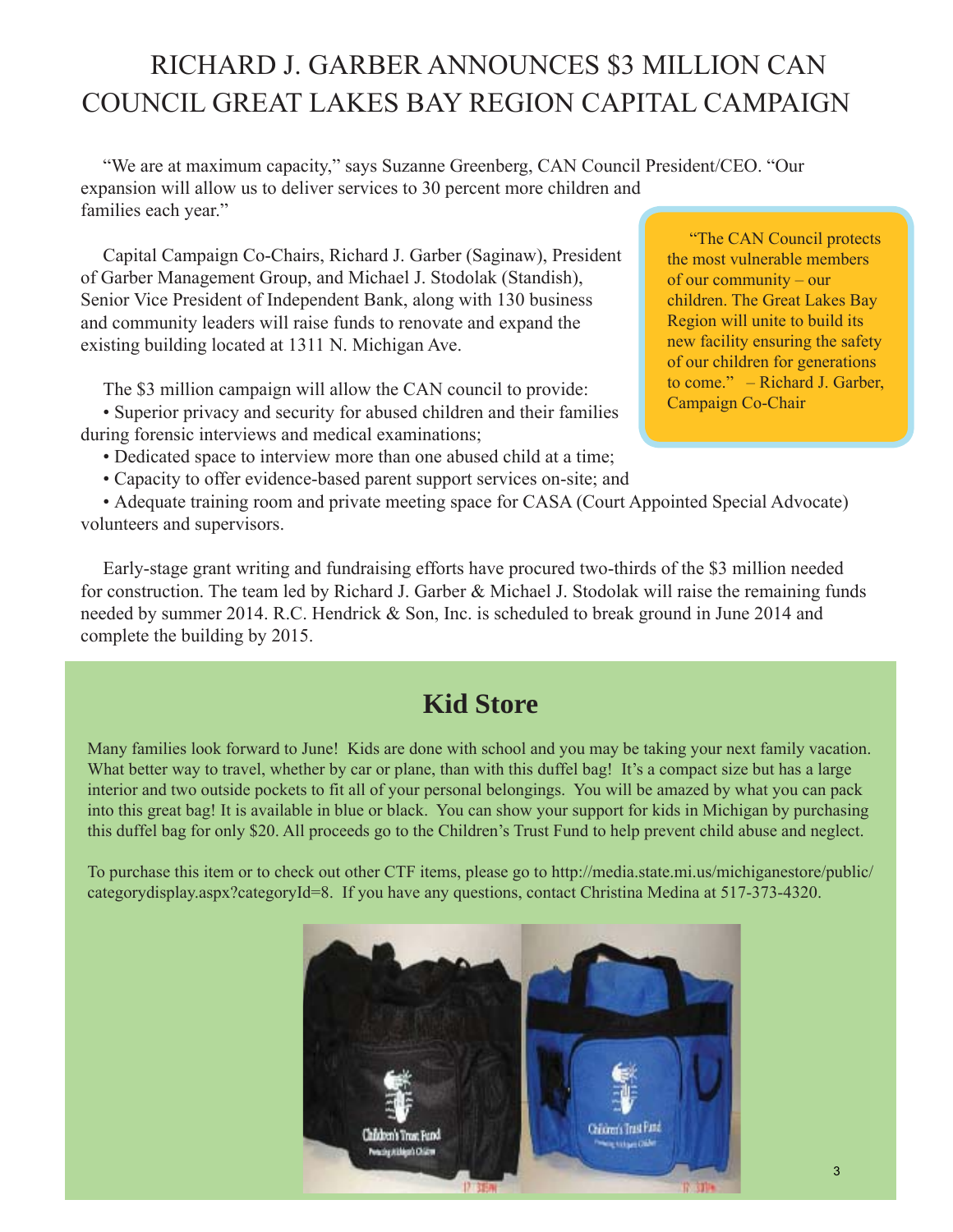# RICHARD J. GARBER ANNOUNCES $3 MILLION CAN COUNCIL GREAT LAKES BAY REGION CAPITAL CAMPAIGN

"We are at maximum capacity," says Suzanne Greenberg, CAN Council President/CEO. "Our expansion will allow us to deliver services to 30 percent more children and families each year."

Capital Campaign Co-Chairs, Richard J. Garber (Saginaw), President of Garber Management Group, and Michael J. Stodolak (Standish), Senior Vice President of Independent Bank, along with 130 business and community leaders will raise funds to renovate and expand the existing building located at 1311 N. Michigan Ave.

> "The CAN Council protects the most vulnerable members of our community – our children. The Great Lakes Bay Region will unite to build its new facility ensuring the safety of our children for generations to come." – Richard J. Garber, Campaign Co-Chair

The $3 million campaign will allow the CAN council to provide:

- Superior privacy and security for abused children and their families during forensic interviews and medical examinations;
- Dedicated space to interview more than one abused child at a time;
- Capacity to offer evidence-based parent support services on-site; and
- Adequate training room and private meeting space for CASA (Court Appointed Special Advocate) volunteers and supervisors.

Early-stage grant writing and fundraising efforts have procured two-thirds of the $3 million needed for construction. The team led by Richard J. Garber & Michael J. Stodolak will raise the remaining funds needed by summer 2014. R.C. Hendrick & Son, Inc. is scheduled to break ground in June 2014 and complete the building by 2015.

## Kid Store

Many families look forward to June! Kids are done with school and you may be taking your next family vacation. What better way to travel, whether by car or plane, than with this duffel bag! It's a compact size but has a large interior and two outside pockets to fit all of your personal belongings. You will be amazed by what you can pack into this great bag! It is available in blue or black. You can show your support for kids in Michigan by purchasing this duffel bag for only $20. All proceeds go to the Children's Trust Fund to help prevent child abuse and neglect.

To purchase this item or to check out other CTF items, please go to http://media.state.mi.us/michiganestore/public/categorydisplay.aspx?categoryId=8. If you have any questions, contact Christina Medina at 517-373-4320.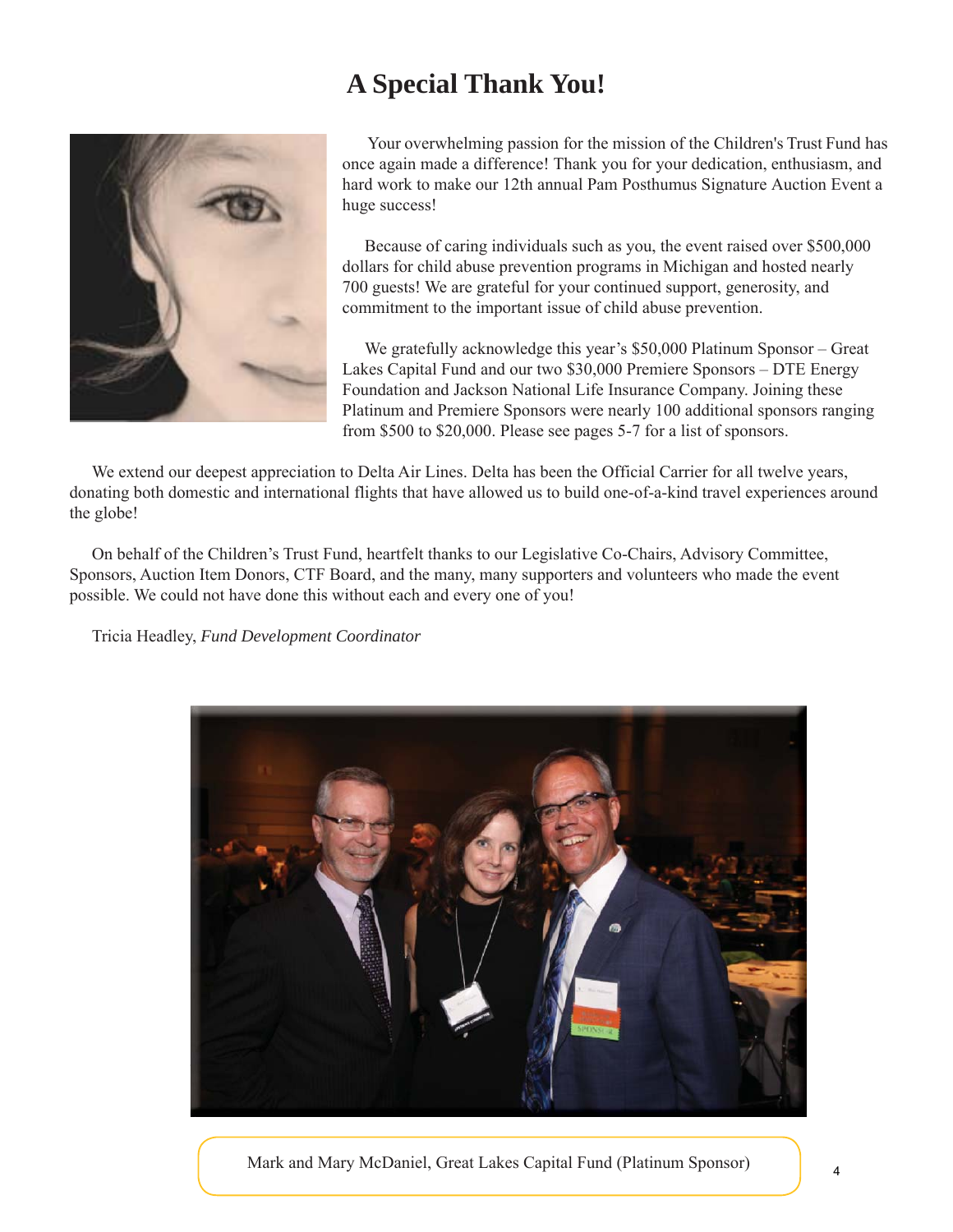# A Special Thank You!

Your overwhelming passion for the mission of the Children's Trust Fund has once again made a difference! Thank you for your dedication, enthusiasm, and hard work to make our 12th annual Pam Posthumus Signature Auction Event a huge success!

Because of caring individuals such as you, the event raised over $500,000 dollars for child abuse prevention programs in Michigan and hosted nearly 700 guests! We are grateful for your continued support, generosity, and commitment to the important issue of child abuse prevention.

We gratefully acknowledge this year's $50,000 Platinum Sponsor – Great Lakes Capital Fund and our two $30,000 Premiere Sponsors – DTE Energy Foundation and Jackson National Life Insurance Company. Joining these Platinum and Premiere Sponsors were nearly 100 additional sponsors ranging from $500 to $20,000. Please see pages 5-7 for a list of sponsors.

We extend our deepest appreciation to Delta Air Lines. Delta has been the Official Carrier for all twelve years, donating both domestic and international flights that have allowed us to build one-of-a-kind travel experiences around the globe!

On behalf of the Children's Trust Fund, heartfelt thanks to our Legislative Co-Chairs, Advisory Committee, Sponsors, Auction Item Donors, CTF Board, and the many, many supporters and volunteers who made the event possible. We could not have done this without each and every one of you!

Tricia Headley, *Fund Development Coordinator*

Mark and Mary McDaniel, Great Lakes Capital Fund (Platinum Sponsor)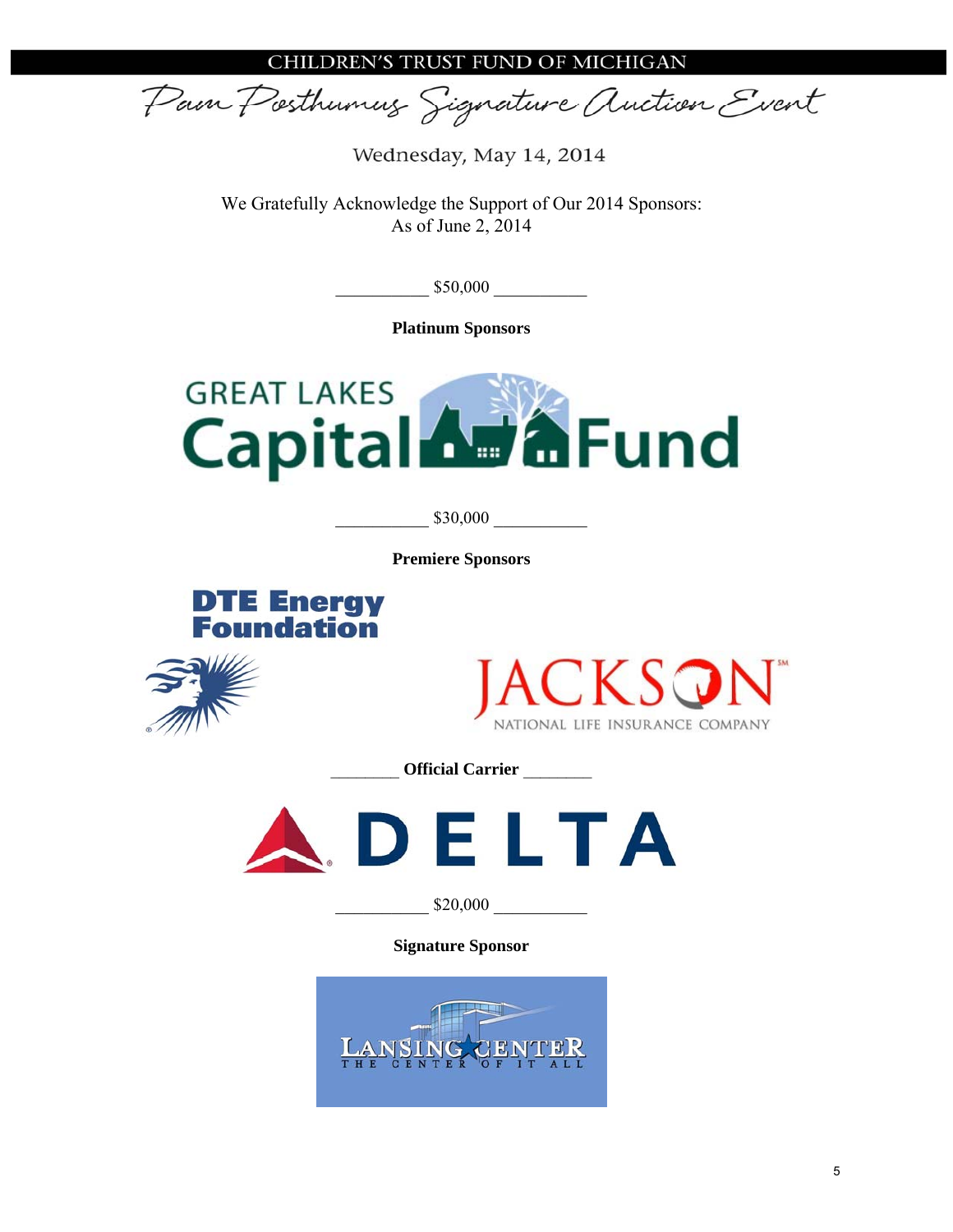CHILDREN'S TRUST FUND OF MICHIGAN

# Pam Posthumus Signature Auction Event

Wednesday, May 14, 2014

We Gratefully Acknowledge the Support of Our 2014 Sponsors:
As of June 2, 2014

__________ $50,000 __________

**Platinum Sponsors**

GREAT LAKES Capital Fund

__________ $30,000 __________

**Premiere Sponsors**

DTE Energy Foundation

JACKSON NATIONAL LIFE INSURANCE COMPANY

________ **Official Carrier** ________

DELTA

__________ $20,000 __________

**Signature Sponsor**

LANSING CENTER THE CENTER OF IT ALL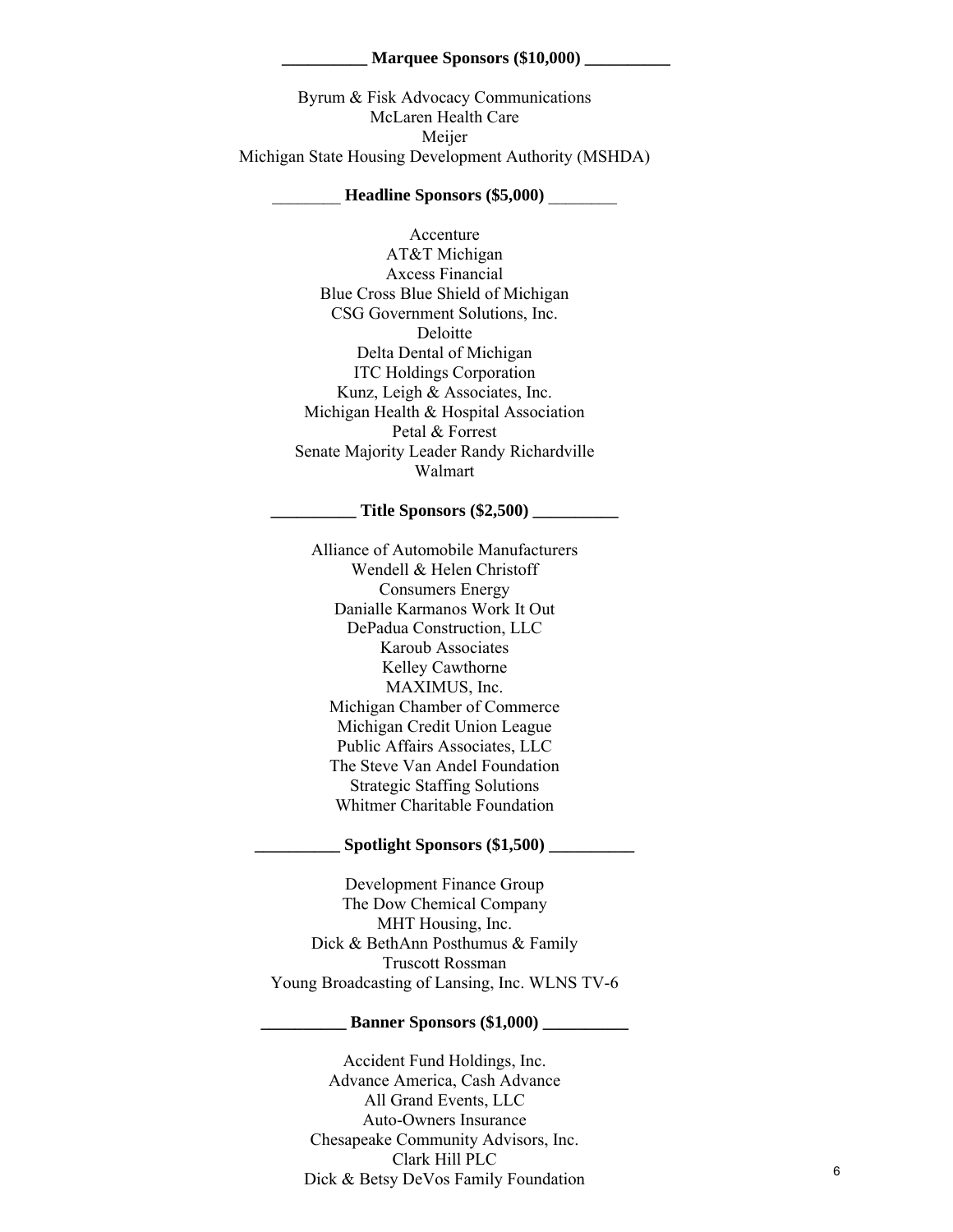## Marquee Sponsors ($10,000)

Byrum & Fisk Advocacy Communications
McLaren Health Care
Meijer
Michigan State Housing Development Authority (MSHDA)

## Headline Sponsors ($5,000)

Accenture
AT&T Michigan
Axcess Financial
Blue Cross Blue Shield of Michigan
CSG Government Solutions, Inc.
Deloitte
Delta Dental of Michigan
ITC Holdings Corporation
Kunz, Leigh & Associates, Inc.
Michigan Health & Hospital Association
Petal & Forrest
Senate Majority Leader Randy Richardville
Walmart

## Title Sponsors ($2,500)

Alliance of Automobile Manufacturers
Wendell & Helen Christoff
Consumers Energy
Danialle Karmanos Work It Out
DePadua Construction, LLC
Karoub Associates
Kelley Cawthorne
MAXIMUS, Inc.
Michigan Chamber of Commerce
Michigan Credit Union League
Public Affairs Associates, LLC
The Steve Van Andel Foundation
Strategic Staffing Solutions
Whitmer Charitable Foundation

## Spotlight Sponsors ($1,500)

Development Finance Group
The Dow Chemical Company
MHT Housing, Inc.
Dick & BethAnn Posthumus & Family
Truscott Rossman
Young Broadcasting of Lansing, Inc. WLNS TV-6

## Banner Sponsors ($1,000)

Accident Fund Holdings, Inc.
Advance America, Cash Advance
All Grand Events, LLC
Auto-Owners Insurance
Chesapeake Community Advisors, Inc.
Clark Hill PLC
Dick & Betsy DeVos Family Foundation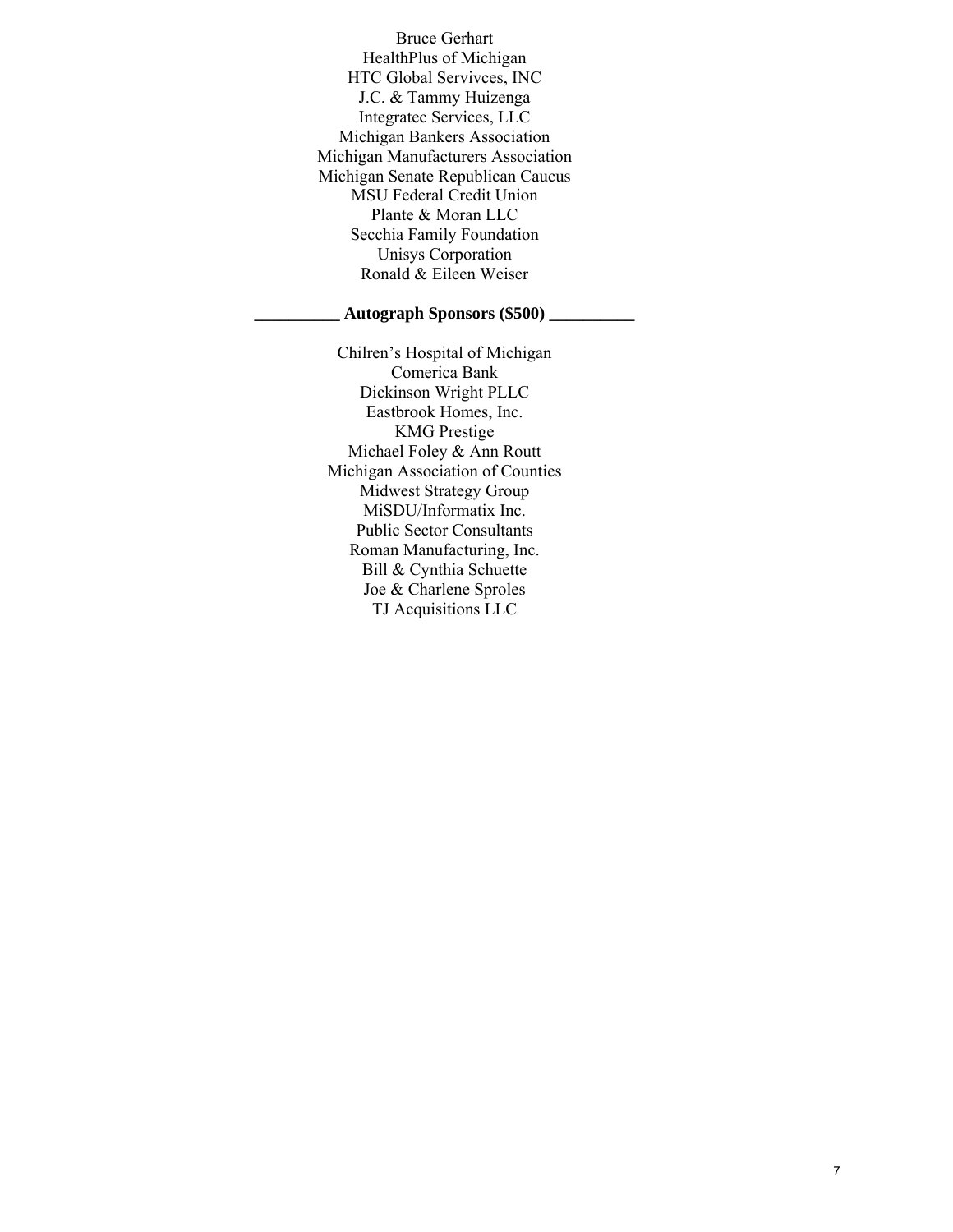Bruce Gerhart
HealthPlus of Michigan
HTC Global Servivces, INC
J.C. & Tammy Huizenga
Integratec Services, LLC
Michigan Bankers Association
Michigan Manufacturers Association
Michigan Senate Republican Caucus
MSU Federal Credit Union
Plante & Moran LLC
Secchia Family Foundation
Unisys Corporation
Ronald & Eileen Weiser

**__________ Autograph Sponsors ($500) __________**

Chilren's Hospital of Michigan
Comerica Bank
Dickinson Wright PLLC
Eastbrook Homes, Inc.
KMG Prestige
Michael Foley & Ann Routt
Michigan Association of Counties
Midwest Strategy Group
MiSDU/Informatix Inc.
Public Sector Consultants
Roman Manufacturing, Inc.
Bill & Cynthia Schuette
Joe & Charlene Sproles
TJ Acquisitions LLC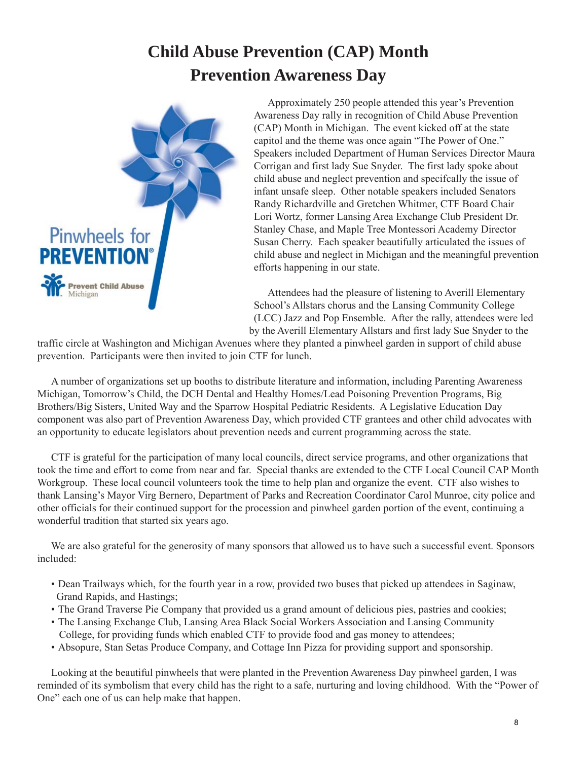# Child Abuse Prevention (CAP) Month
# Prevention Awareness Day

Pinwheels for PREVENTION®

Prevent Child Abuse Michigan

Approximately 250 people attended this year's Prevention Awareness Day rally in recognition of Child Abuse Prevention (CAP) Month in Michigan. The event kicked off at the state capitol and the theme was once again "The Power of One." Speakers included Department of Human Services Director Maura Corrigan and first lady Sue Snyder. The first lady spoke about child abuse and neglect prevention and specifcally the issue of infant unsafe sleep. Other notable speakers included Senators Randy Richardville and Gretchen Whitmer, CTF Board Chair Lori Wortz, former Lansing Area Exchange Club President Dr. Stanley Chase, and Maple Tree Montessori Academy Director Susan Cherry. Each speaker beautifully articulated the issues of child abuse and neglect in Michigan and the meaningful prevention efforts happening in our state.

Attendees had the pleasure of listening to Averill Elementary School's Allstars chorus and the Lansing Community College (LCC) Jazz and Pop Ensemble. After the rally, attendees were led by the Averill Elementary Allstars and first lady Sue Snyder to the traffic circle at Washington and Michigan Avenues where they planted a pinwheel garden in support of child abuse prevention. Participants were then invited to join CTF for lunch.

A number of organizations set up booths to distribute literature and information, including Parenting Awareness Michigan, Tomorrow's Child, the DCH Dental and Healthy Homes/Lead Poisoning Prevention Programs, Big Brothers/Big Sisters, United Way and the Sparrow Hospital Pediatric Residents. A Legislative Education Day component was also part of Prevention Awareness Day, which provided CTF grantees and other child advocates with an opportunity to educate legislators about prevention needs and current programming across the state.

CTF is grateful for the participation of many local councils, direct service programs, and other organizations that took the time and effort to come from near and far. Special thanks are extended to the CTF Local Council CAP Month Workgroup. These local council volunteers took the time to help plan and organize the event. CTF also wishes to thank Lansing's Mayor Virg Bernero, Department of Parks and Recreation Coordinator Carol Munroe, city police and other officials for their continued support for the procession and pinwheel garden portion of the event, continuing a wonderful tradition that started six years ago.

We are also grateful for the generosity of many sponsors that allowed us to have such a successful event. Sponsors included:

- Dean Trailways which, for the fourth year in a row, provided two buses that picked up attendees in Saginaw, Grand Rapids, and Hastings;
- The Grand Traverse Pie Company that provided us a grand amount of delicious pies, pastries and cookies;
- The Lansing Exchange Club, Lansing Area Black Social Workers Association and Lansing Community College, for providing funds which enabled CTF to provide food and gas money to attendees;
- Absopure, Stan Setas Produce Company, and Cottage Inn Pizza for providing support and sponsorship.

Looking at the beautiful pinwheels that were planted in the Prevention Awareness Day pinwheel garden, I was reminded of its symbolism that every child has the right to a safe, nurturing and loving childhood. With the "Power of One" each one of us can help make that happen.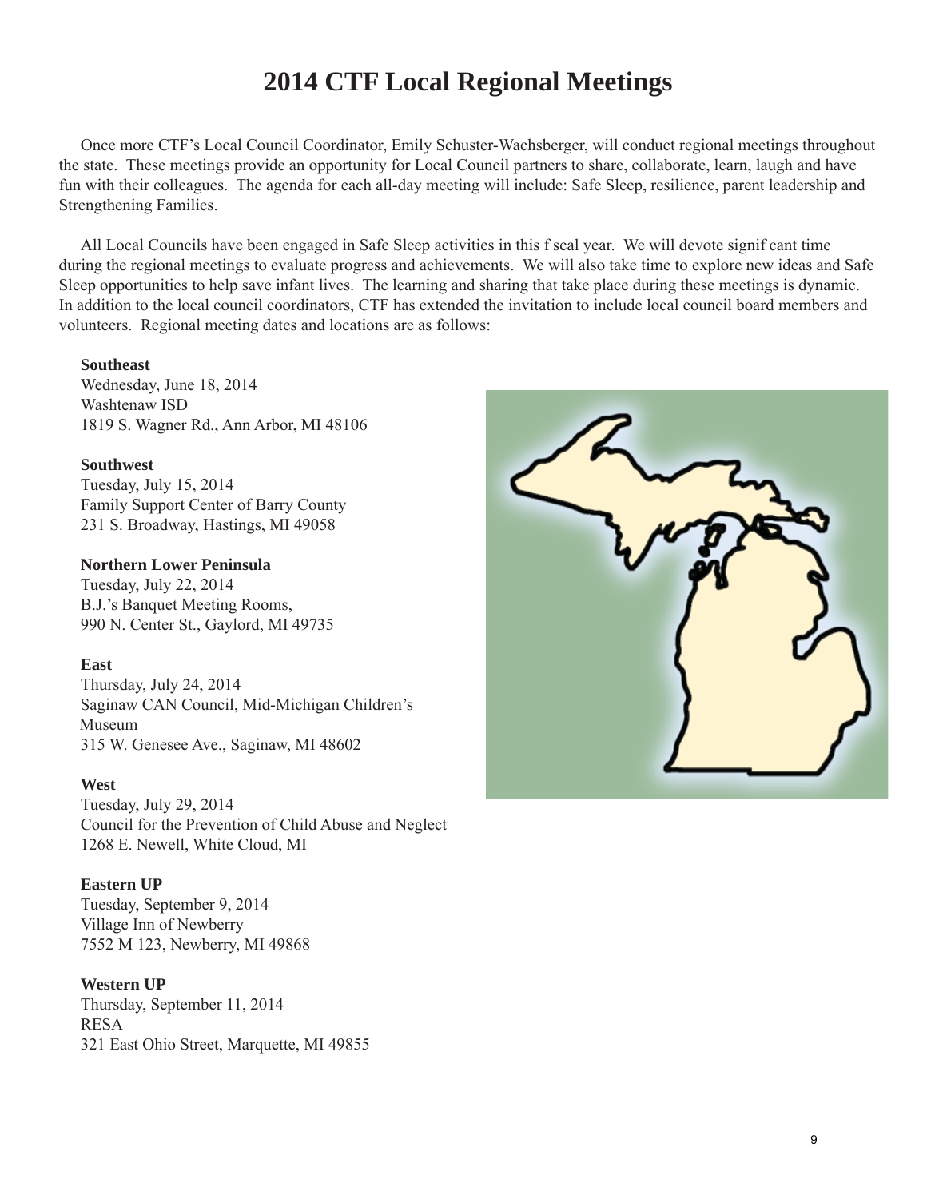# 2014 CTF Local Regional Meetings

Once more CTF's Local Council Coordinator, Emily Schuster-Wachsberger, will conduct regional meetings throughout the state. These meetings provide an opportunity for Local Council partners to share, collaborate, learn, laugh and have fun with their colleagues. The agenda for each all-day meeting will include: Safe Sleep, resilience, parent leadership and Strengthening Families.

All Local Councils have been engaged in Safe Sleep activities in this f scal year. We will devote signif cant time during the regional meetings to evaluate progress and achievements. We will also take time to explore new ideas and Safe Sleep opportunities to help save infant lives. The learning and sharing that take place during these meetings is dynamic. In addition to the local council coordinators, CTF has extended the invitation to include local council board members and volunteers. Regional meeting dates and locations are as follows:

**Southeast**
Wednesday, June 18, 2014
Washtenaw ISD
1819 S. Wagner Rd., Ann Arbor, MI 48106

**Southwest**
Tuesday, July 15, 2014
Family Support Center of Barry County
231 S. Broadway, Hastings, MI 49058

**Northern Lower Peninsula**
Tuesday, July 22, 2014
B.J.'s Banquet Meeting Rooms,
990 N. Center St., Gaylord, MI 49735

**East**
Thursday, July 24, 2014
Saginaw CAN Council, Mid-Michigan Children's Museum
315 W. Genesee Ave., Saginaw, MI 48602

**West**
Tuesday, July 29, 2014
Council for the Prevention of Child Abuse and Neglect
1268 E. Newell, White Cloud, MI

**Eastern UP**
Tuesday, September 9, 2014
Village Inn of Newberry
7552 M 123, Newberry, MI 49868

**Western UP**
Thursday, September 11, 2014
RESA
321 East Ohio Street, Marquette, MI 49855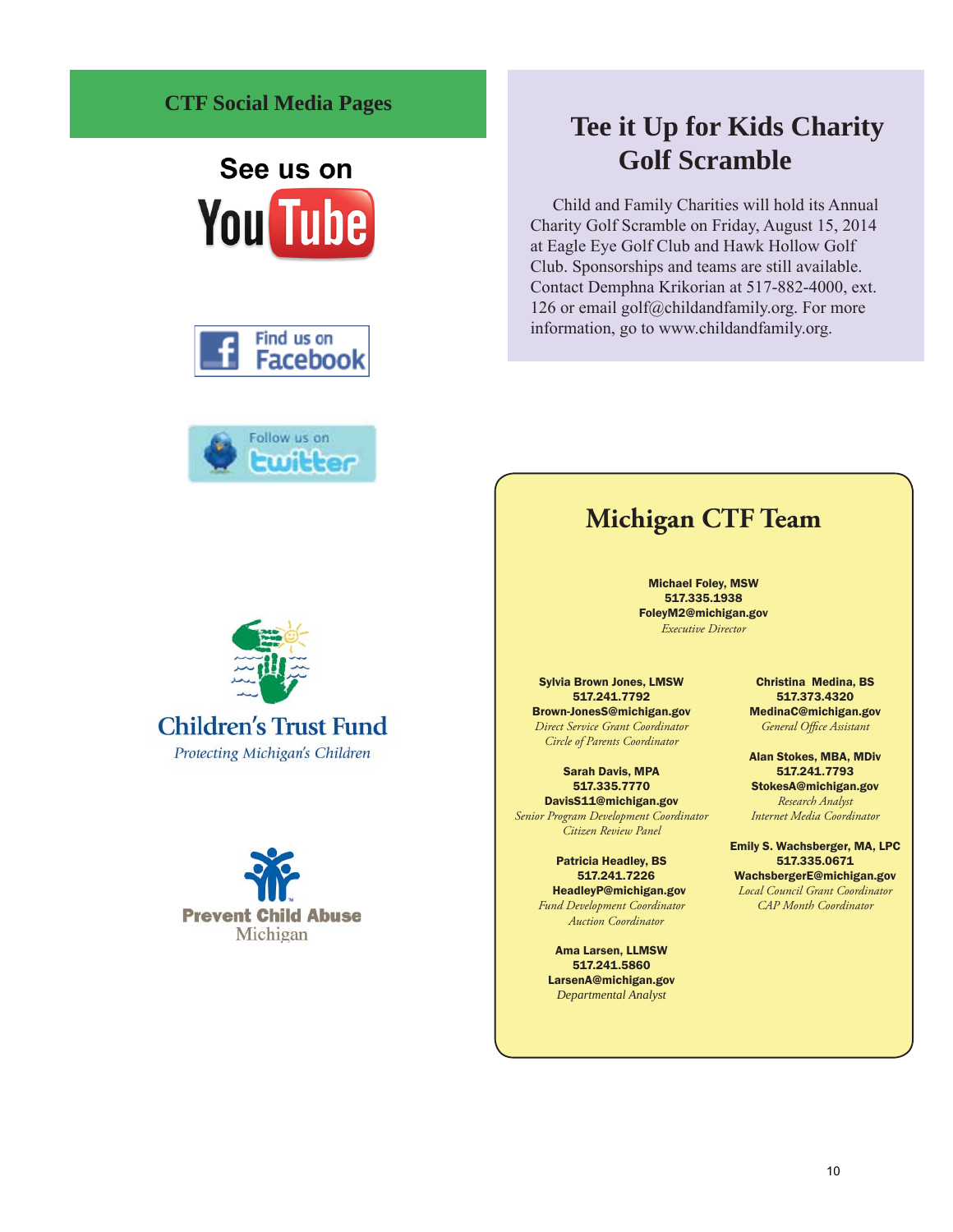## CTF Social Media Pages

See us on YouTube

Find us on Facebook

Follow us on twitter

Children's Trust Fund

*Protecting Michigan's Children*

Prevent Child Abuse Michigan

## Tee it Up for Kids Charity Golf Scramble

Child and Family Charities will hold its Annual Charity Golf Scramble on Friday, August 15, 2014 at Eagle Eye Golf Club and Hawk Hollow Golf Club. Sponsorships and teams are still available. Contact Demphna Krikorian at 517-882-4000, ext. 126 or email golf@childandfamily.org. For more information, go to www.childandfamily.org.

## Michigan CTF Team

**Michael Foley, MSW**
**517.335.1938**
**FoleyM2@michigan.gov**
*Executive Director*

**Sylvia Brown Jones, LMSW**
**517.241.7792**
**Brown-JonesS@michigan.gov**
*Direct Service Grant Coordinator*
*Circle of Parents Coordinator*

**Sarah Davis, MPA**
**517.335.7770**
**DavisS11@michigan.gov**
*Senior Program Development Coordinator*
*Citizen Review Panel*

**Patricia Headley, BS**
**517.241.7226**
**HeadleyP@michigan.gov**
*Fund Development Coordinator*
*Auction Coordinator*

**Ama Larsen, LLMSW**
**517.241.5860**
**LarsenA@michigan.gov**
*Departmental Analyst*

**Christina Medina, BS**
**517.373.4320**
**MedinaC@michigan.gov**
*General Office Assistant*

**Alan Stokes, MBA, MDiv**
**517.241.7793**
**StokesA@michigan.gov**
*Research Analyst*
*Internet Media Coordinator*

**Emily S. Wachsberger, MA, LPC**
**517.335.0671**
**WachsbergerE@michigan.gov**
*Local Council Grant Coordinator*
*CAP Month Coordinator*